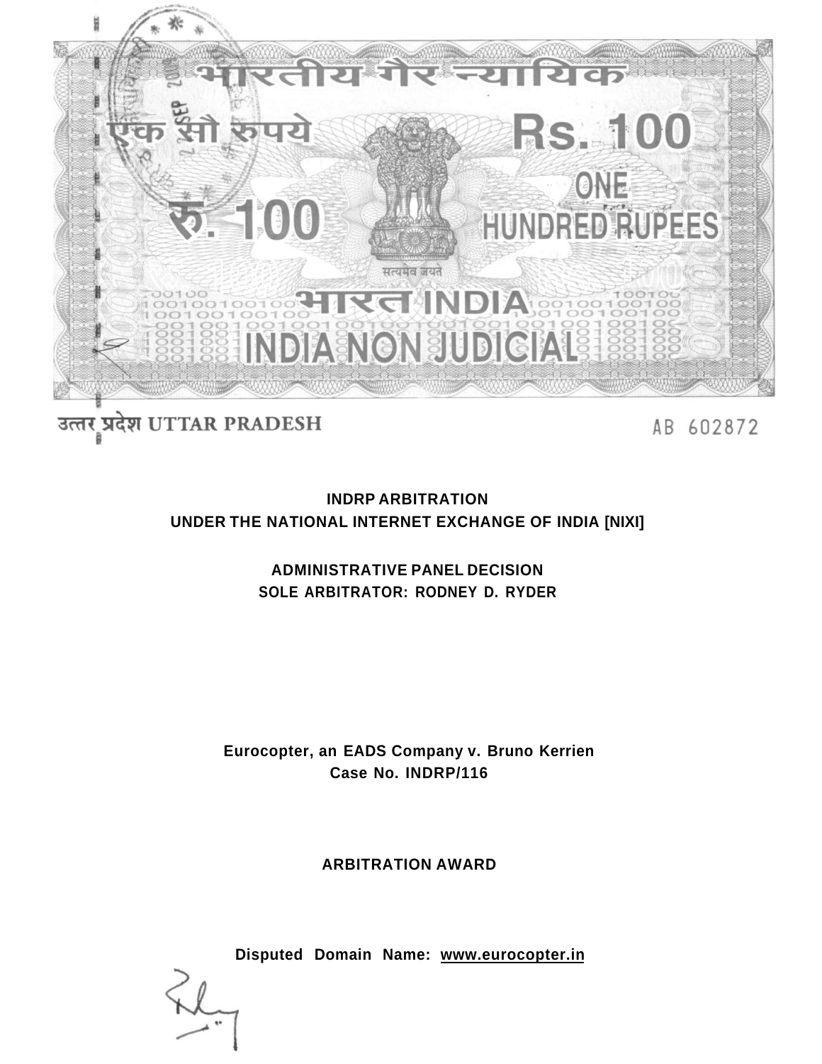भारतीय गैर न्यायिक

एक सौ रुपये Rs. 100

रु. 100 ONE HUNDRED RUPEES

सत्यमेव जयते

भारत INDIA

INDIA NON JUDICIAL

उत्तर प्रदेश UTTAR PRADESH AB 602872

**INDRP ARBITRATION**
**UNDER THE NATIONAL INTERNET EXCHANGE OF INDIA [NIXI]**

**ADMINISTRATIVE PANEL DECISION**
**SOLE ARBITRATOR: RODNEY D. RYDER**

**Eurocopter, an EADS Company v. Bruno Kerrien**
**Case No. INDRP/116**

**ARBITRATION AWARD**

**Disputed Domain Name: www.eurocopter.in**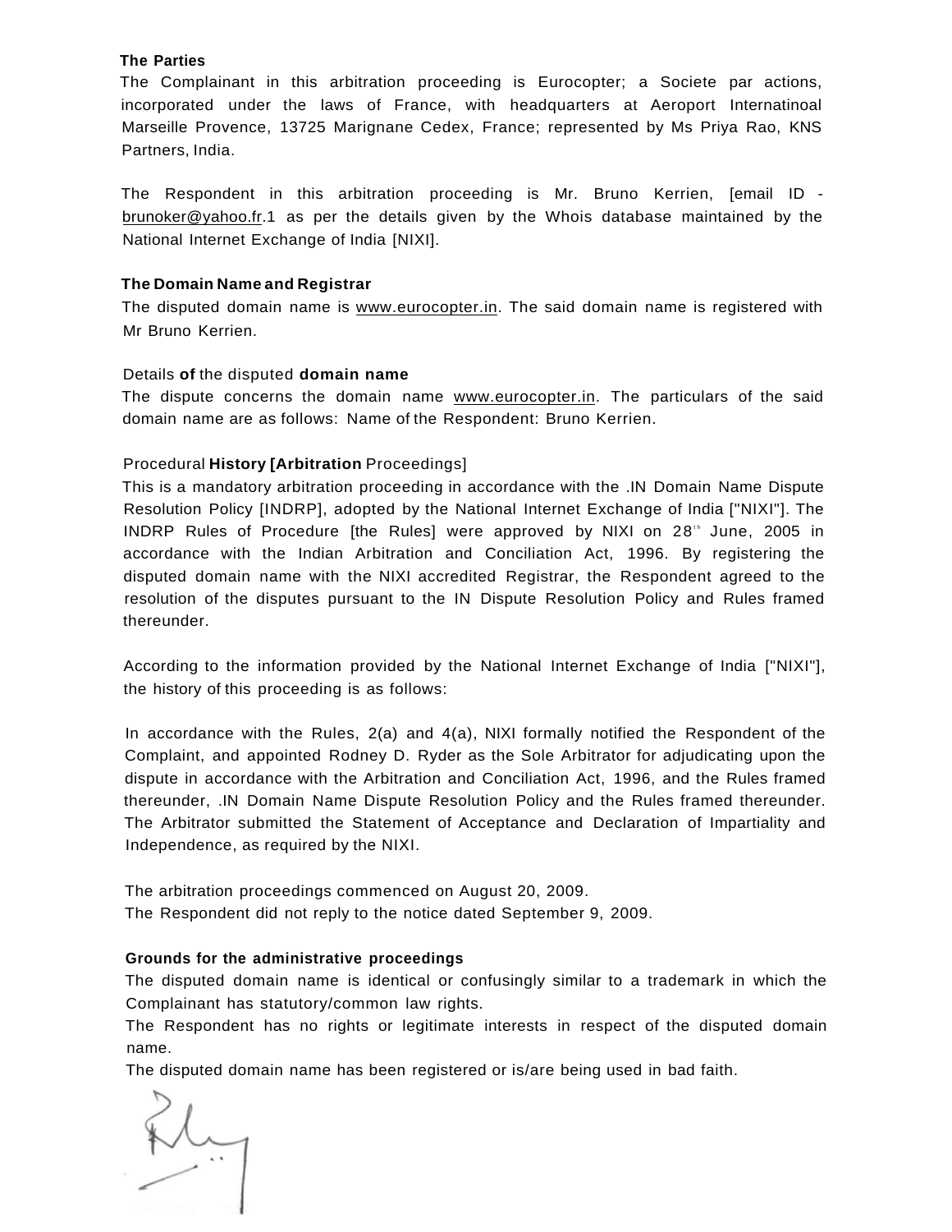**The Parties**

The Complainant in this arbitration proceeding is Eurocopter; a Societe par actions, incorporated under the laws of France, with headquarters at Aeroport Internatinoal Marseille Provence, 13725 Marignane Cedex, France; represented by Ms Priya Rao, KNS Partners, India.

The Respondent in this arbitration proceeding is Mr. Bruno Kerrien, [email ID - brunoker@yahoo.fr.1 as per the details given by the Whois database maintained by the National Internet Exchange of India [NIXI].

**The Domain Name and Registrar**

The disputed domain name is www.eurocopter.in. The said domain name is registered with Mr Bruno Kerrien.

Details **of** the disputed **domain name**

The dispute concerns the domain name www.eurocopter.in. The particulars of the said domain name are as follows: Name of the Respondent: Bruno Kerrien.

Procedural **History [Arbitration** Proceedings]

This is a mandatory arbitration proceeding in accordance with the .IN Domain Name Dispute Resolution Policy [INDRP], adopted by the National Internet Exchange of India ["NIXI"]. The INDRP Rules of Procedure [the Rules] were approved by NIXI on 28th June, 2005 in accordance with the Indian Arbitration and Conciliation Act, 1996. By registering the disputed domain name with the NIXI accredited Registrar, the Respondent agreed to the resolution of the disputes pursuant to the IN Dispute Resolution Policy and Rules framed thereunder.

According to the information provided by the National Internet Exchange of India ["NIXI"], the history of this proceeding is as follows:

In accordance with the Rules, 2(a) and 4(a), NIXI formally notified the Respondent of the Complaint, and appointed Rodney D. Ryder as the Sole Arbitrator for adjudicating upon the dispute in accordance with the Arbitration and Conciliation Act, 1996, and the Rules framed thereunder, .IN Domain Name Dispute Resolution Policy and the Rules framed thereunder. The Arbitrator submitted the Statement of Acceptance and Declaration of Impartiality and Independence, as required by the NIXI.

The arbitration proceedings commenced on August 20, 2009.
The Respondent did not reply to the notice dated September 9, 2009.

**Grounds for the administrative proceedings**

The disputed domain name is identical or confusingly similar to a trademark in which the Complainant has statutory/common law rights.
The Respondent has no rights or legitimate interests in respect of the disputed domain name.
The disputed domain name has been registered or is/are being used in bad faith.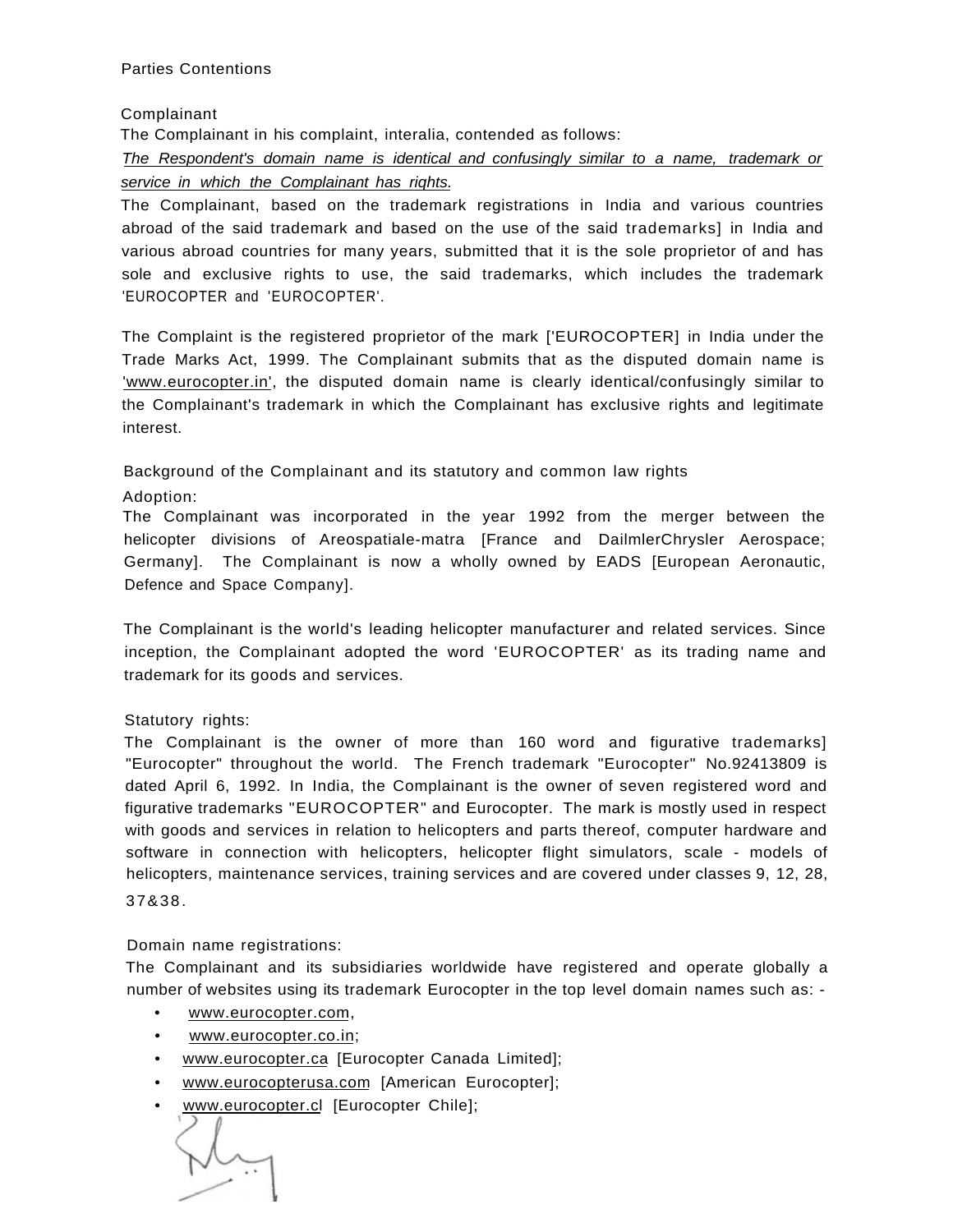Parties Contentions

Complainant

The Complainant in his complaint, interalia, contended as follows:

*The Respondent's domain name is identical and confusingly similar to a name, trademark or service in which the Complainant has rights.*

The Complainant, based on the trademark registrations in India and various countries abroad of the said trademark and based on the use of the said trademarks] in India and various abroad countries for many years, submitted that it is the sole proprietor of and has sole and exclusive rights to use, the said trademarks, which includes the trademark 'EUROCOPTER and 'EUROCOPTER'.

The Complaint is the registered proprietor of the mark ['EUROCOPTER] in India under the Trade Marks Act, 1999. The Complainant submits that as the disputed domain name is 'www.eurocopter.in', the disputed domain name is clearly identical/confusingly similar to the Complainant's trademark in which the Complainant has exclusive rights and legitimate interest.

Background of the Complainant and its statutory and common law rights

Adoption:

The Complainant was incorporated in the year 1992 from the merger between the helicopter divisions of Areospatiale-matra [France and DailmlerChrysler Aerospace; Germany]. The Complainant is now a wholly owned by EADS [European Aeronautic, Defence and Space Company].

The Complainant is the world's leading helicopter manufacturer and related services. Since inception, the Complainant adopted the word 'EUROCOPTER' as its trading name and trademark for its goods and services.

Statutory rights:

The Complainant is the owner of more than 160 word and figurative trademarks] "Eurocopter" throughout the world. The French trademark "Eurocopter" No.92413809 is dated April 6, 1992. In India, the Complainant is the owner of seven registered word and figurative trademarks "EUROCOPTER" and Eurocopter. The mark is mostly used in respect with goods and services in relation to helicopters and parts thereof, computer hardware and software in connection with helicopters, helicopter flight simulators, scale - models of helicopters, maintenance services, training services and are covered under classes 9, 12, 28, 37&38.

Domain name registrations:

The Complainant and its subsidiaries worldwide have registered and operate globally a number of websites using its trademark Eurocopter in the top level domain names such as: -

- www.eurocopter.com,
- www.eurocopter.co.in;
- www.eurocopter.ca [Eurocopter Canada Limited];
- www.eurocopterusa.com [American Eurocopter];
- www.eurocopter.cl [Eurocopter Chile];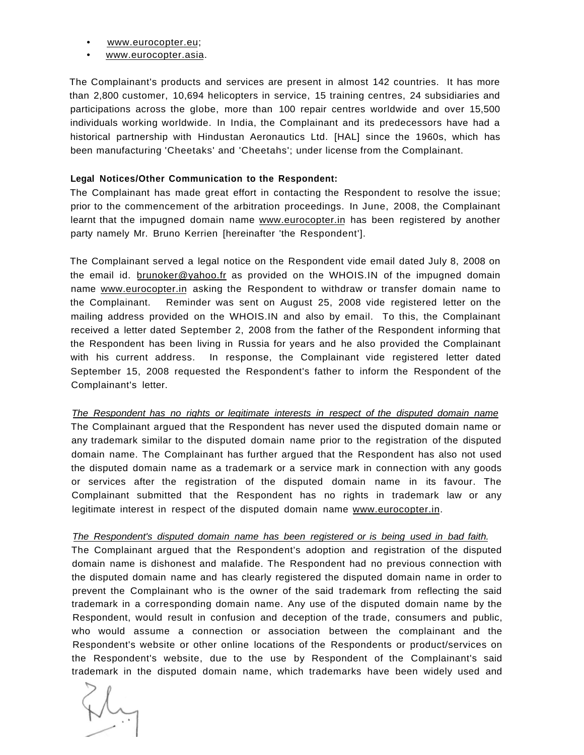- www.eurocopter.eu;
- www.eurocopter.asia.

The Complainant's products and services are present in almost 142 countries. It has more than 2,800 customer, 10,694 helicopters in service, 15 training centres, 24 subsidiaries and participations across the globe, more than 100 repair centres worldwide and over 15,500 individuals working worldwide. In India, the Complainant and its predecessors have had a historical partnership with Hindustan Aeronautics Ltd. [HAL] since the 1960s, which has been manufacturing 'Cheetaks' and 'Cheetahs'; under license from the Complainant.

**Legal Notices/Other Communication to the Respondent:**

The Complainant has made great effort in contacting the Respondent to resolve the issue; prior to the commencement of the arbitration proceedings. In June, 2008, the Complainant learnt that the impugned domain name www.eurocopter.in has been registered by another party namely Mr. Bruno Kerrien [hereinafter 'the Respondent'].

The Complainant served a legal notice on the Respondent vide email dated July 8, 2008 on the email id. brunoker@yahoo.fr as provided on the WHOIS.IN of the impugned domain name www.eurocopter.in asking the Respondent to withdraw or transfer domain name to the Complainant. Reminder was sent on August 25, 2008 vide registered letter on the mailing address provided on the WHOIS.IN and also by email. To this, the Complainant received a letter dated September 2, 2008 from the father of the Respondent informing that the Respondent has been living in Russia for years and he also provided the Complainant with his current address. In response, the Complainant vide registered letter dated September 15, 2008 requested the Respondent's father to inform the Respondent of the Complainant's letter.

*The Respondent has no rights or legitimate interests in respect of the disputed domain name*

The Complainant argued that the Respondent has never used the disputed domain name or any trademark similar to the disputed domain name prior to the registration of the disputed domain name. The Complainant has further argued that the Respondent has also not used the disputed domain name as a trademark or a service mark in connection with any goods or services after the registration of the disputed domain name in its favour. The Complainant submitted that the Respondent has no rights in trademark law or any legitimate interest in respect of the disputed domain name www.eurocopter.in.

*The Respondent's disputed domain name has been registered or is being used in bad faith.*

The Complainant argued that the Respondent's adoption and registration of the disputed domain name is dishonest and malafide. The Respondent had no previous connection with the disputed domain name and has clearly registered the disputed domain name in order to prevent the Complainant who is the owner of the said trademark from reflecting the said trademark in a corresponding domain name. Any use of the disputed domain name by the Respondent, would result in confusion and deception of the trade, consumers and public, who would assume a connection or association between the complainant and the Respondent's website or other online locations of the Respondents or product/services on the Respondent's website, due to the use by Respondent of the Complainant's said trademark in the disputed domain name, which trademarks have been widely used and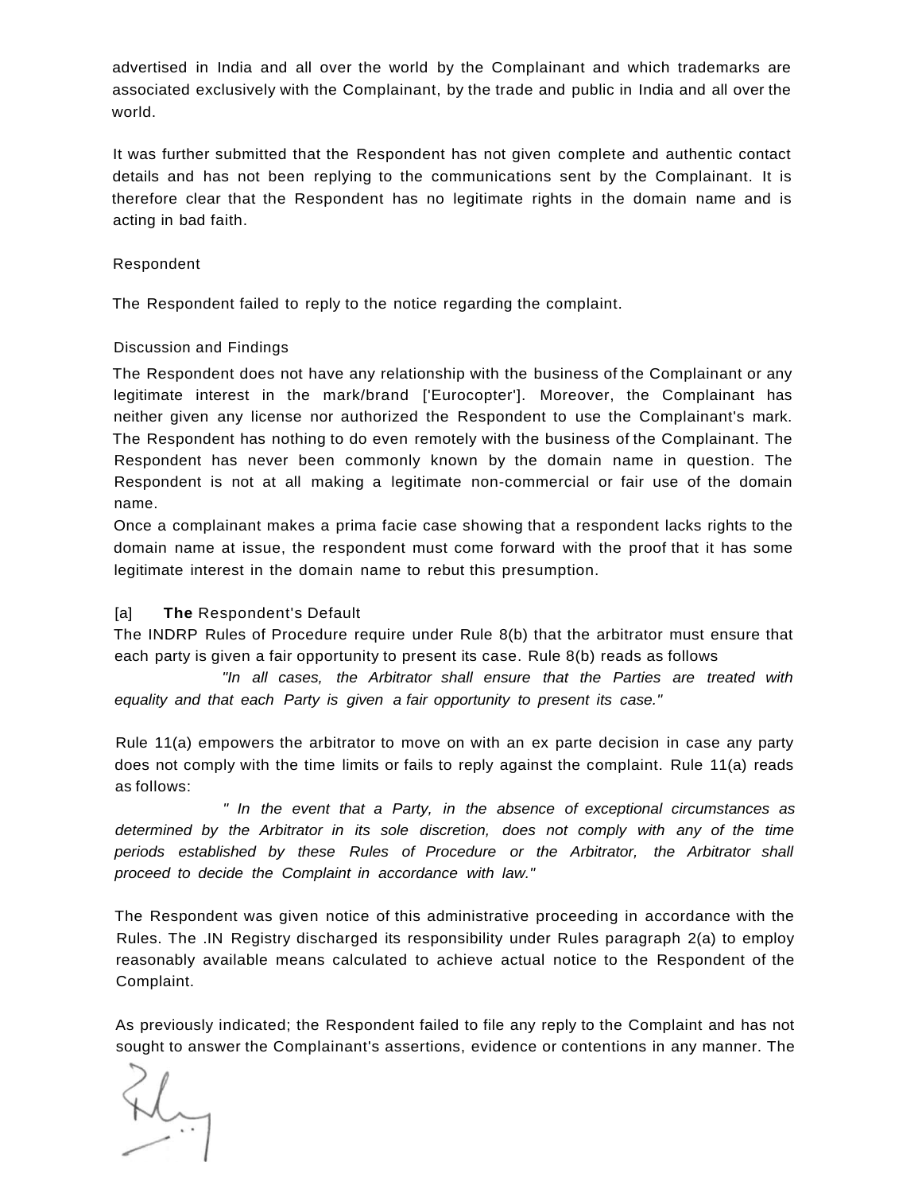advertised in India and all over the world by the Complainant and which trademarks are associated exclusively with the Complainant, by the trade and public in India and all over the world.

It was further submitted that the Respondent has not given complete and authentic contact details and has not been replying to the communications sent by the Complainant. It is therefore clear that the Respondent has no legitimate rights in the domain name and is acting in bad faith.

Respondent

The Respondent failed to reply to the notice regarding the complaint.

Discussion and Findings

The Respondent does not have any relationship with the business of the Complainant or any legitimate interest in the mark/brand ['Eurocopter']. Moreover, the Complainant has neither given any license nor authorized the Respondent to use the Complainant's mark. The Respondent has nothing to do even remotely with the business of the Complainant. The Respondent has never been commonly known by the domain name in question. The Respondent is not at all making a legitimate non-commercial or fair use of the domain name.

Once a complainant makes a prima facie case showing that a respondent lacks rights to the domain name at issue, the respondent must come forward with the proof that it has some legitimate interest in the domain name to rebut this presumption.

[a] **The** Respondent's Default

The INDRP Rules of Procedure require under Rule 8(b) that the arbitrator must ensure that each party is given a fair opportunity to present its case. Rule 8(b) reads as follows

*"In all cases, the Arbitrator shall ensure that the Parties are treated with equality and that each Party is given a fair opportunity to present its case."*

Rule 11(a) empowers the arbitrator to move on with an ex parte decision in case any party does not comply with the time limits or fails to reply against the complaint. Rule 11(a) reads as follows:

*" In the event that a Party, in the absence of exceptional circumstances as determined by the Arbitrator in its sole discretion, does not comply with any of the time periods established by these Rules of Procedure or the Arbitrator, the Arbitrator shall proceed to decide the Complaint in accordance with law."*

The Respondent was given notice of this administrative proceeding in accordance with the Rules. The .IN Registry discharged its responsibility under Rules paragraph 2(a) to employ reasonably available means calculated to achieve actual notice to the Respondent of the Complaint.

As previously indicated; the Respondent failed to file any reply to the Complaint and has not sought to answer the Complainant's assertions, evidence or contentions in any manner. The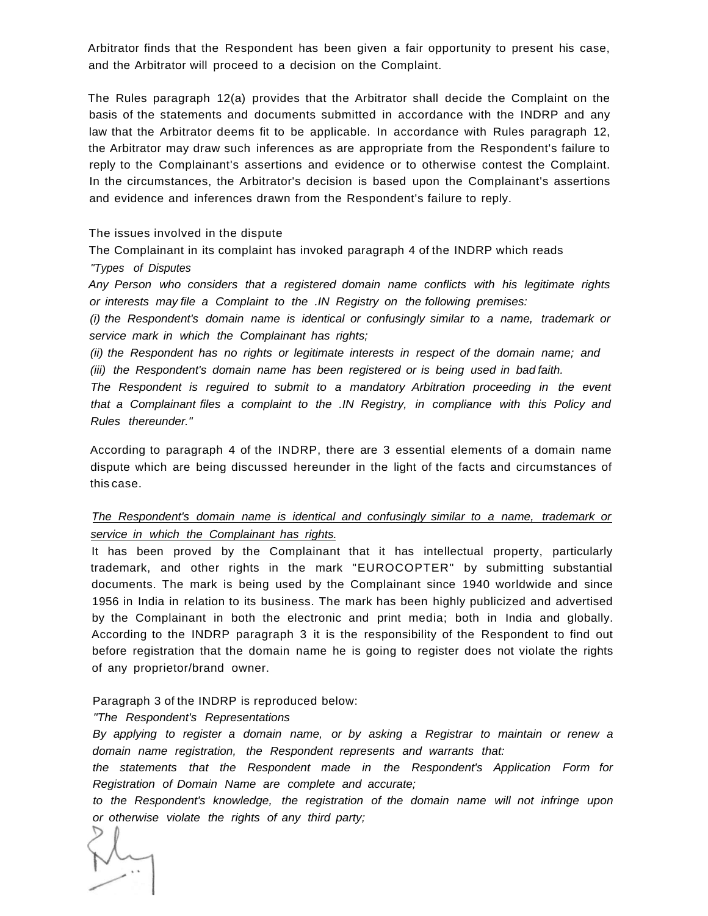Arbitrator finds that the Respondent has been given a fair opportunity to present his case, and the Arbitrator will proceed to a decision on the Complaint.

The Rules paragraph 12(a) provides that the Arbitrator shall decide the Complaint on the basis of the statements and documents submitted in accordance with the INDRP and any law that the Arbitrator deems fit to be applicable. In accordance with Rules paragraph 12, the Arbitrator may draw such inferences as are appropriate from the Respondent's failure to reply to the Complainant's assertions and evidence or to otherwise contest the Complaint. In the circumstances, the Arbitrator's decision is based upon the Complainant's assertions and evidence and inferences drawn from the Respondent's failure to reply.

The issues involved in the dispute

The Complainant in its complaint has invoked paragraph 4 of the INDRP which reads

*"Types of Disputes*

*Any Person who considers that a registered domain name conflicts with his legitimate rights or interests may file a Complaint to the .IN Registry on the following premises:*

*(i) the Respondent's domain name is identical or confusingly similar to a name, trademark or service mark in which the Complainant has rights;*

*(ii) the Respondent has no rights or legitimate interests in respect of the domain name; and*

*(iii) the Respondent's domain name has been registered or is being used in bad faith.*

*The Respondent is reguired to submit to a mandatory Arbitration proceeding in the event that a Complainant files a complaint to the .IN Registry, in compliance with this Policy and Rules thereunder."*

According to paragraph 4 of the INDRP, there are 3 essential elements of a domain name dispute which are being discussed hereunder in the light of the facts and circumstances of this case.

*The Respondent's domain name is identical and confusingly similar to a name, trademark or service in which the Complainant has rights.*

It has been proved by the Complainant that it has intellectual property, particularly trademark, and other rights in the mark "EUROCOPTER" by submitting substantial documents. The mark is being used by the Complainant since 1940 worldwide and since 1956 in India in relation to its business. The mark has been highly publicized and advertised by the Complainant in both the electronic and print media; both in India and globally. According to the INDRP paragraph 3 it is the responsibility of the Respondent to find out before registration that the domain name he is going to register does not violate the rights of any proprietor/brand owner.

Paragraph 3 of the INDRP is reproduced below:

*"The Respondent's Representations*

*By applying to register a domain name, or by asking a Registrar to maintain or renew a domain name registration, the Respondent represents and warrants that:*

*the statements that the Respondent made in the Respondent's Application Form for Registration of Domain Name are complete and accurate;*

*to the Respondent's knowledge, the registration of the domain name will not infringe upon or otherwise violate the rights of any third party;*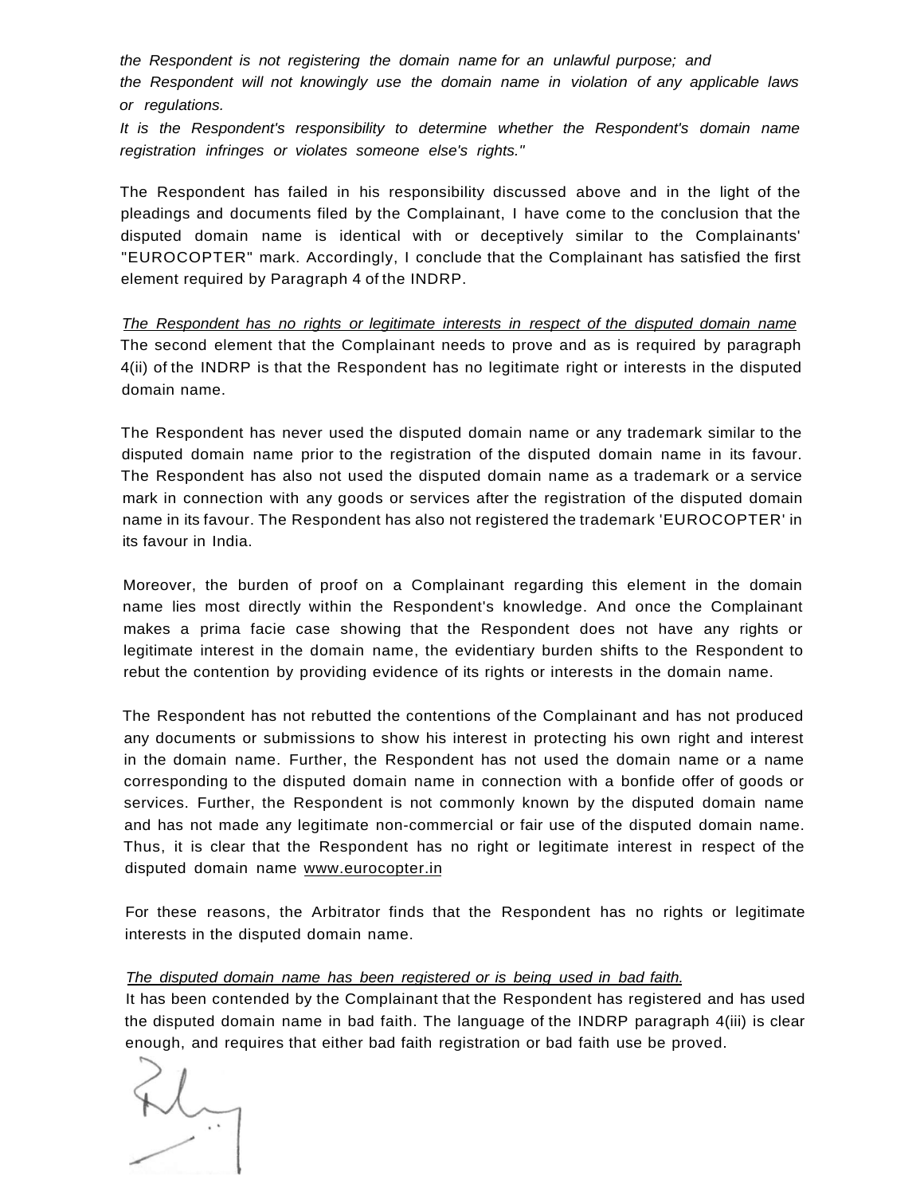*the Respondent is not registering the domain name for an unlawful purpose; and*

*the Respondent will not knowingly use the domain name in violation of any applicable laws or regulations.*

*It is the Respondent's responsibility to determine whether the Respondent's domain name registration infringes or violates someone else's rights."*

The Respondent has failed in his responsibility discussed above and in the light of the pleadings and documents filed by the Complainant, I have come to the conclusion that the disputed domain name is identical with or deceptively similar to the Complainants' "EUROCOPTER" mark. Accordingly, I conclude that the Complainant has satisfied the first element required by Paragraph 4 of the INDRP.

*The Respondent has no rights or legitimate interests in respect of the disputed domain name*

The second element that the Complainant needs to prove and as is required by paragraph 4(ii) of the INDRP is that the Respondent has no legitimate right or interests in the disputed domain name.

The Respondent has never used the disputed domain name or any trademark similar to the disputed domain name prior to the registration of the disputed domain name in its favour. The Respondent has also not used the disputed domain name as a trademark or a service mark in connection with any goods or services after the registration of the disputed domain name in its favour. The Respondent has also not registered the trademark 'EUROCOPTER' in its favour in India.

Moreover, the burden of proof on a Complainant regarding this element in the domain name lies most directly within the Respondent's knowledge. And once the Complainant makes a prima facie case showing that the Respondent does not have any rights or legitimate interest in the domain name, the evidentiary burden shifts to the Respondent to rebut the contention by providing evidence of its rights or interests in the domain name.

The Respondent has not rebutted the contentions of the Complainant and has not produced any documents or submissions to show his interest in protecting his own right and interest in the domain name. Further, the Respondent has not used the domain name or a name corresponding to the disputed domain name in connection with a bonfide offer of goods or services. Further, the Respondent is not commonly known by the disputed domain name and has not made any legitimate non-commercial or fair use of the disputed domain name. Thus, it is clear that the Respondent has no right or legitimate interest in respect of the disputed domain name www.eurocopter.in

For these reasons, the Arbitrator finds that the Respondent has no rights or legitimate interests in the disputed domain name.

*The disputed domain name has been registered or is being used in bad faith.*

It has been contended by the Complainant that the Respondent has registered and has used the disputed domain name in bad faith. The language of the INDRP paragraph 4(iii) is clear enough, and requires that either bad faith registration or bad faith use be proved.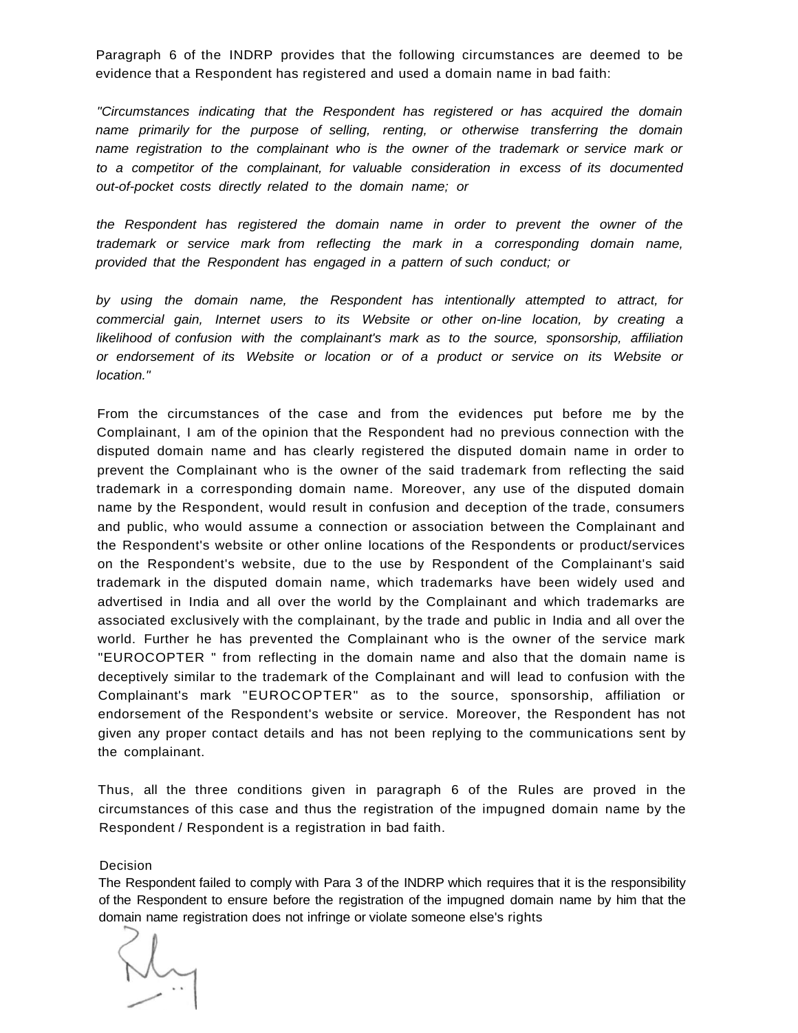Paragraph 6 of the INDRP provides that the following circumstances are deemed to be evidence that a Respondent has registered and used a domain name in bad faith:

*"Circumstances indicating that the Respondent has registered or has acquired the domain name primarily for the purpose of selling, renting, or otherwise transferring the domain name registration to the complainant who is the owner of the trademark or service mark or to a competitor of the complainant, for valuable consideration in excess of its documented out-of-pocket costs directly related to the domain name; or*

*the Respondent has registered the domain name in order to prevent the owner of the trademark or service mark from reflecting the mark in a corresponding domain name, provided that the Respondent has engaged in a pattern of such conduct; or*

*by using the domain name, the Respondent has intentionally attempted to attract, for commercial gain, Internet users to its Website or other on-line location, by creating a likelihood of confusion with the complainant's mark as to the source, sponsorship, affiliation or endorsement of its Website or location or of a product or service on its Website or location."*

From the circumstances of the case and from the evidences put before me by the Complainant, I am of the opinion that the Respondent had no previous connection with the disputed domain name and has clearly registered the disputed domain name in order to prevent the Complainant who is the owner of the said trademark from reflecting the said trademark in a corresponding domain name. Moreover, any use of the disputed domain name by the Respondent, would result in confusion and deception of the trade, consumers and public, who would assume a connection or association between the Complainant and the Respondent's website or other online locations of the Respondents or product/services on the Respondent's website, due to the use by Respondent of the Complainant's said trademark in the disputed domain name, which trademarks have been widely used and advertised in India and all over the world by the Complainant and which trademarks are associated exclusively with the complainant, by the trade and public in India and all over the world. Further he has prevented the Complainant who is the owner of the service mark "EUROCOPTER " from reflecting in the domain name and also that the domain name is deceptively similar to the trademark of the Complainant and will lead to confusion with the Complainant's mark "EUROCOPTER" as to the source, sponsorship, affiliation or endorsement of the Respondent's website or service. Moreover, the Respondent has not given any proper contact details and has not been replying to the communications sent by the complainant.

Thus, all the three conditions given in paragraph 6 of the Rules are proved in the circumstances of this case and thus the registration of the impugned domain name by the Respondent / Respondent is a registration in bad faith.

Decision

The Respondent failed to comply with Para 3 of the INDRP which requires that it is the responsibility of the Respondent to ensure before the registration of the impugned domain name by him that the domain name registration does not infringe or violate someone else's rights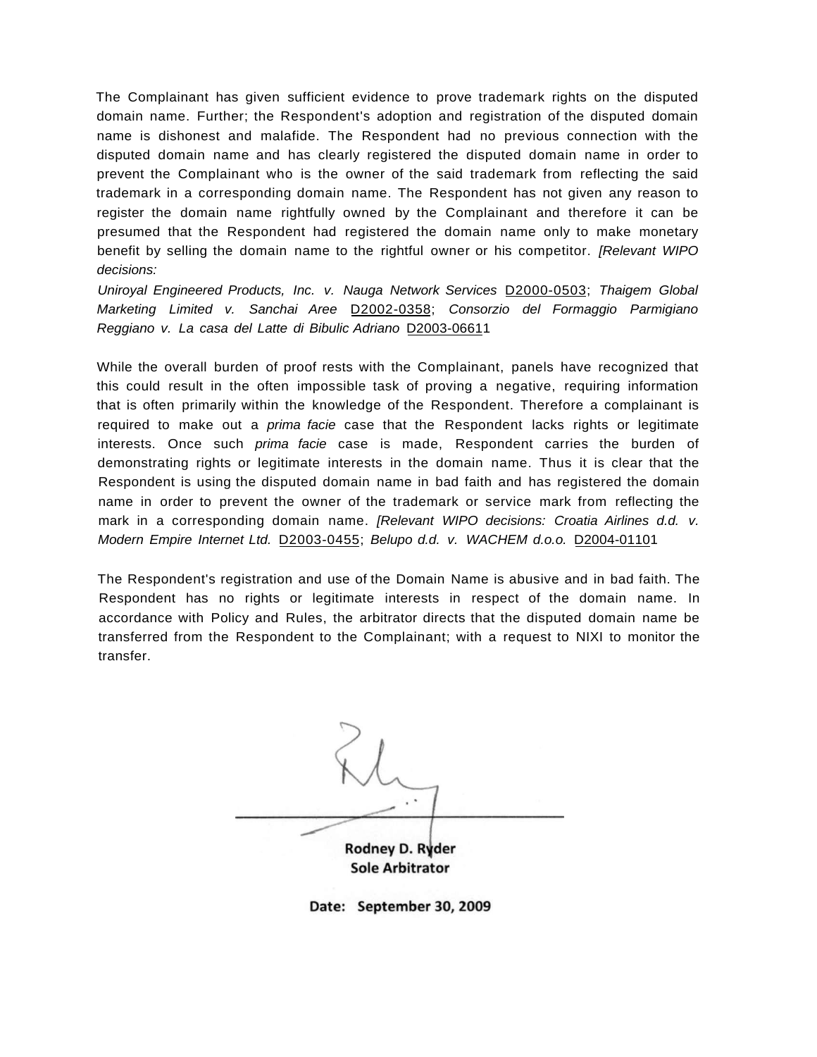The Complainant has given sufficient evidence to prove trademark rights on the disputed domain name. Further; the Respondent's adoption and registration of the disputed domain name is dishonest and malafide. The Respondent had no previous connection with the disputed domain name and has clearly registered the disputed domain name in order to prevent the Complainant who is the owner of the said trademark from reflecting the said trademark in a corresponding domain name. The Respondent has not given any reason to register the domain name rightfully owned by the Complainant and therefore it can be presumed that the Respondent had registered the domain name only to make monetary benefit by selling the domain name to the rightful owner or his competitor. *[Relevant WIPO decisions:*
*Uniroyal Engineered Products, Inc. v. Nauga Network Services* D2000-0503; *Thaigem Global Marketing Limited v. Sanchai Aree* D2002-0358; *Consorzio del Formaggio Parmigiano Reggiano v. La casa del Latte di Bibulic Adriano* D2003-06611

While the overall burden of proof rests with the Complainant, panels have recognized that this could result in the often impossible task of proving a negative, requiring information that is often primarily within the knowledge of the Respondent. Therefore a complainant is required to make out a *prima facie* case that the Respondent lacks rights or legitimate interests. Once such *prima facie* case is made, Respondent carries the burden of demonstrating rights or legitimate interests in the domain name. Thus it is clear that the Respondent is using the disputed domain name in bad faith and has registered the domain name in order to prevent the owner of the trademark or service mark from reflecting the mark in a corresponding domain name. *[Relevant WIPO decisions: Croatia Airlines d.d. v. Modern Empire Internet Ltd.* D2003-0455; *Belupo d.d. v. WACHEM d.o.o.* D2004-01101

The Respondent's registration and use of the Domain Name is abusive and in bad faith. The Respondent has no rights or legitimate interests in respect of the domain name. In accordance with Policy and Rules, the arbitrator directs that the disputed domain name be transferred from the Respondent to the Complainant; with a request to NIXI to monitor the transfer.

**Rodney D. Ryder**
**Sole Arbitrator**

**Date: September 30, 2009**